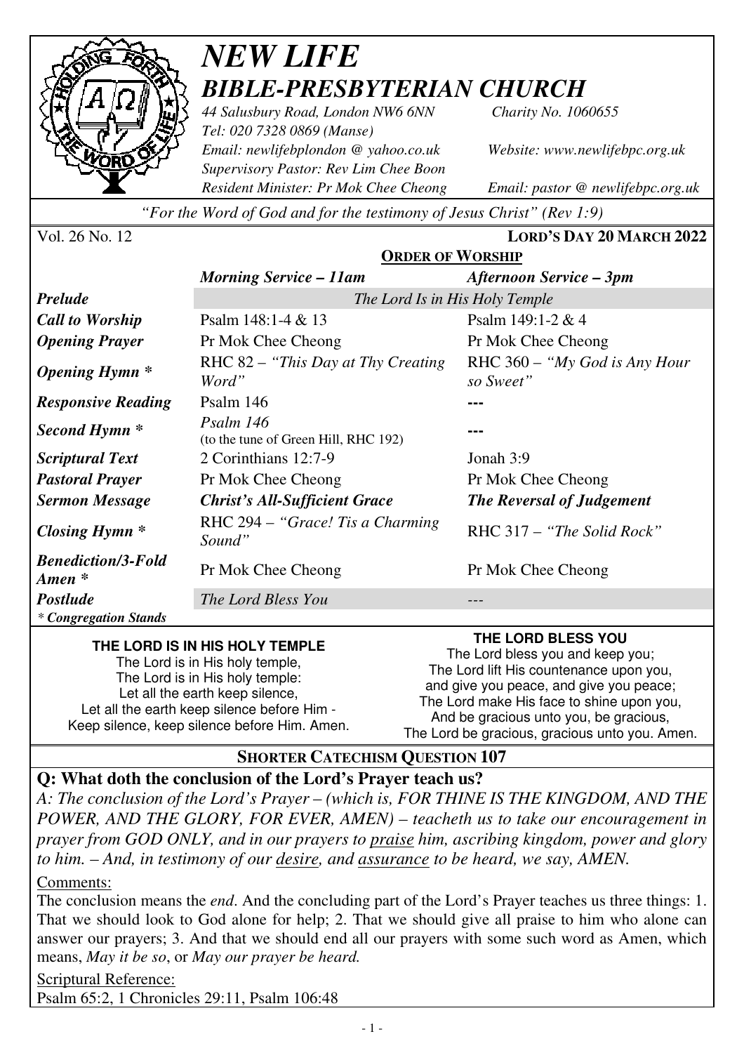# *NEW LIFE*
# *BIBLE-PRESBYTERIAN CHURCH*

*44 Salusbury Road, London NW6 6NN* *Charity No. 1060655*
*Tel: 020 7328 0869 (Manse)*
*Email: newlifebplondon @ yahoo.co.uk* *Website: www.newlifebpc.org.uk*
*Supervisory Pastor: Rev Lim Chee Boon*
*Resident Minister: Pr Mok Chee Cheong* *Email: pastor @ newlifebpc.org.uk*

*"For the Word of God and for the testimony of Jesus Christ" (Rev 1:9)*

Vol. 26 No. 12 **LORD'S DAY 20 MARCH 2022**

## ORDER OF WORSHIP

| | *Morning Service – 11am* | *Afternoon Service – 3pm* |
|---|---|---|
| ***Prelude*** | *The Lord Is in His Holy Temple* | |
| ***Call to Worship*** | Psalm 148:1-4 & 13 | Psalm 149:1-2 & 4 |
| ***Opening Prayer*** | Pr Mok Chee Cheong | Pr Mok Chee Cheong |
| ***Opening Hymn \**** | RHC 82 – *"This Day at Thy Creating Word"* | RHC 360 – *"My God is Any Hour so Sweet"* |
| ***Responsive Reading*** | Psalm 146 | --- |
| ***Second Hymn \**** | *Psalm 146* (to the tune of Green Hill, RHC 192) | --- |
| ***Scriptural Text*** | 2 Corinthians 12:7-9 | Jonah 3:9 |
| ***Pastoral Prayer*** | Pr Mok Chee Cheong | Pr Mok Chee Cheong |
| ***Sermon Message*** | ***Christ's All-Sufficient Grace*** | ***The Reversal of Judgement*** |
| ***Closing Hymn \**** | RHC 294 – *"Grace! Tis a Charming Sound"* | RHC 317 – *"The Solid Rock"* |
| ***Benediction/3-Fold Amen \**** | Pr Mok Chee Cheong | Pr Mok Chee Cheong |
| ***Postlude*** | *The Lord Bless You* | --- |

*\* Congregation Stands*

**THE LORD IS IN HIS HOLY TEMPLE**

The Lord is in His holy temple,
The Lord is in His holy temple:
Let all the earth keep silence,
Let all the earth keep silence before Him -
Keep silence, keep silence before Him. Amen.

**THE LORD BLESS YOU**

The Lord bless you and keep you;
The Lord lift His countenance upon you,
and give you peace, and give you peace;
The Lord make His face to shine upon you,
And be gracious unto you, be gracious,
The Lord be gracious, gracious unto you. Amen.

## SHORTER CATECHISM QUESTION 107

**Q: What doth the conclusion of the Lord's Prayer teach us?**

*A: The conclusion of the Lord's Prayer – (which is, FOR THINE IS THE KINGDOM, AND THE POWER, AND THE GLORY, FOR EVER, AMEN) – teacheth us to take our encouragement in prayer from GOD ONLY, and in our prayers to praise him, ascribing kingdom, power and glory to him. – And, in testimony of our desire, and assurance to be heard, we say, AMEN.*

Comments:

The conclusion means the *end*. And the concluding part of the Lord's Prayer teaches us three things: 1. That we should look to God alone for help; 2. That we should give all praise to him who alone can answer our prayers; 3. And that we should end all our prayers with some such word as Amen, which means, *May it be so*, or *May our prayer be heard.*

Scriptural Reference:

Psalm 65:2, 1 Chronicles 29:11, Psalm 106:48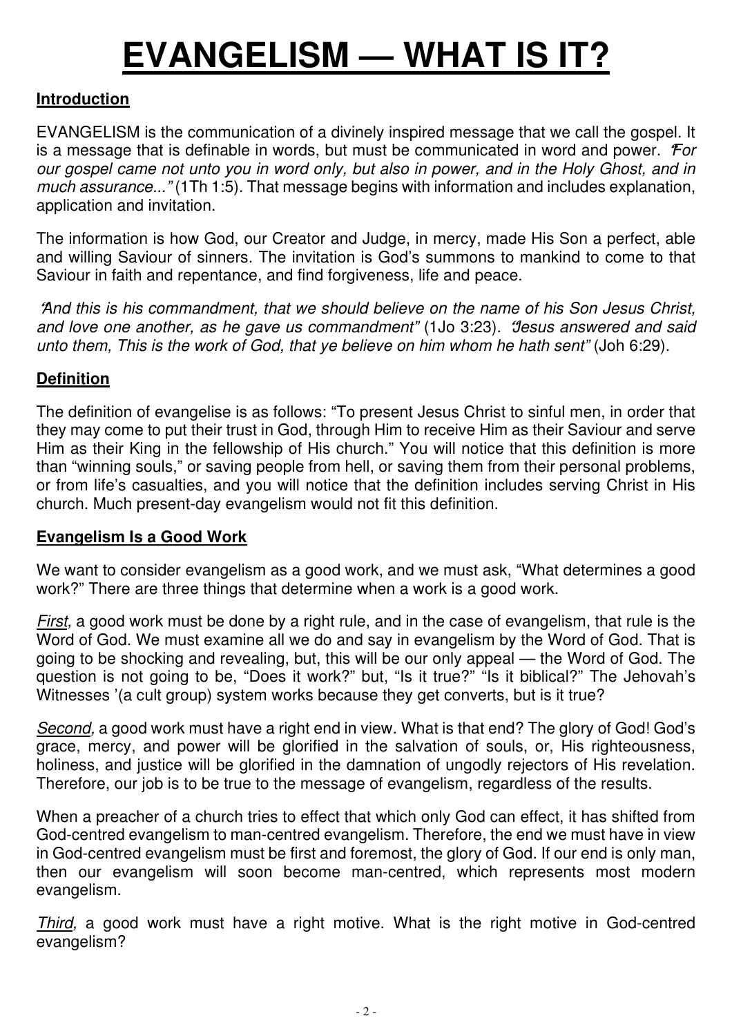# EVANGELISM — WHAT IS IT?

**Introduction**

EVANGELISM is the communication of a divinely inspired message that we call the gospel. It is a message that is definable in words, but must be communicated in word and power. *"For our gospel came not unto you in word only, but also in power, and in the Holy Ghost, and in much assurance..."* (1Th 1:5). That message begins with information and includes explanation, application and invitation.

The information is how God, our Creator and Judge, in mercy, made His Son a perfect, able and willing Saviour of sinners. The invitation is God's summons to mankind to come to that Saviour in faith and repentance, and find forgiveness, life and peace.

*"And this is his commandment, that we should believe on the name of his Son Jesus Christ, and love one another, as he gave us commandment"* (1Jo 3:23). *"Jesus answered and said unto them, This is the work of God, that ye believe on him whom he hath sent"* (Joh 6:29).

**Definition**

The definition of evangelise is as follows: "To present Jesus Christ to sinful men, in order that they may come to put their trust in God, through Him to receive Him as their Saviour and serve Him as their King in the fellowship of His church." You will notice that this definition is more than "winning souls," or saving people from hell, or saving them from their personal problems, or from life's casualties, and you will notice that the definition includes serving Christ in His church. Much present-day evangelism would not fit this definition.

**Evangelism Is a Good Work**

We want to consider evangelism as a good work, and we must ask, "What determines a good work?" There are three things that determine when a work is a good work.

*First,* a good work must be done by a right rule, and in the case of evangelism, that rule is the Word of God. We must examine all we do and say in evangelism by the Word of God. That is going to be shocking and revealing, but, this will be our only appeal — the Word of God. The question is not going to be, "Does it work?" but, "Is it true?" "Is it biblical?" The Jehovah's Witnesses '(a cult group) system works because they get converts, but is it true?

*Second,* a good work must have a right end in view. What is that end? The glory of God! God's grace, mercy, and power will be glorified in the salvation of souls, or, His righteousness, holiness, and justice will be glorified in the damnation of ungodly rejectors of His revelation. Therefore, our job is to be true to the message of evangelism, regardless of the results.

When a preacher of a church tries to effect that which only God can effect, it has shifted from God-centred evangelism to man-centred evangelism. Therefore, the end we must have in view in God-centred evangelism must be first and foremost, the glory of God. If our end is only man, then our evangelism will soon become man-centred, which represents most modern evangelism.

*Third,* a good work must have a right motive. What is the right motive in God-centred evangelism?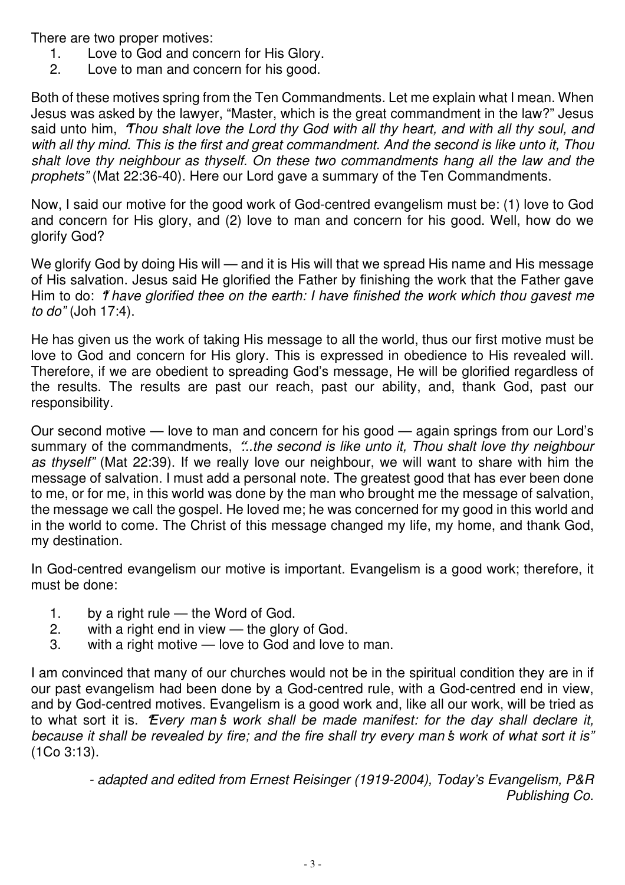There are two proper motives:

1. Love to God and concern for His Glory.
2. Love to man and concern for his good.

Both of these motives spring from the Ten Commandments. Let me explain what I mean. When Jesus was asked by the lawyer, “Master, which is the great commandment in the law?” Jesus said unto him, *“Thou shalt love the Lord thy God with all thy heart, and with all thy soul, and with all thy mind. This is the first and great commandment. And the second is like unto it, Thou shalt love thy neighbour as thyself. On these two commandments hang all the law and the prophets”* (Mat 22:36-40). Here our Lord gave a summary of the Ten Commandments.

Now, I said our motive for the good work of God-centred evangelism must be: (1) love to God and concern for His glory, and (2) love to man and concern for his good. Well, how do we glorify God?

We glorify God by doing His will — and it is His will that we spread His name and His message of His salvation. Jesus said He glorified the Father by finishing the work that the Father gave Him to do: *“I have glorified thee on the earth: I have finished the work which thou gavest me to do”* (Joh 17:4).

He has given us the work of taking His message to all the world, thus our first motive must be love to God and concern for His glory. This is expressed in obedience to His revealed will. Therefore, if we are obedient to spreading God’s message, He will be glorified regardless of the results. The results are past our reach, past our ability, and, thank God, past our responsibility.

Our second motive — love to man and concern for his good — again springs from our Lord’s summary of the commandments, *“...the second is like unto it, Thou shalt love thy neighbour as thyself”* (Mat 22:39). If we really love our neighbour, we will want to share with him the message of salvation. I must add a personal note. The greatest good that has ever been done to me, or for me, in this world was done by the man who brought me the message of salvation, the message we call the gospel. He loved me; he was concerned for my good in this world and in the world to come. The Christ of this message changed my life, my home, and thank God, my destination.

In God-centred evangelism our motive is important. Evangelism is a good work; therefore, it must be done:

1. by a right rule — the Word of God.
2. with a right end in view — the glory of God.
3. with a right motive — love to God and love to man.

I am convinced that many of our churches would not be in the spiritual condition they are in if our past evangelism had been done by a God-centred rule, with a God-centred end in view, and by God-centred motives. Evangelism is a good work and, like all our work, will be tried as to what sort it is. *“Every man’s work shall be made manifest: for the day shall declare it, because it shall be revealed by fire; and the fire shall try every man’s work of what sort it is”* (1Co 3:13).

*- adapted and edited from Ernest Reisinger (1919-2004), Today’s Evangelism, P&R Publishing Co.*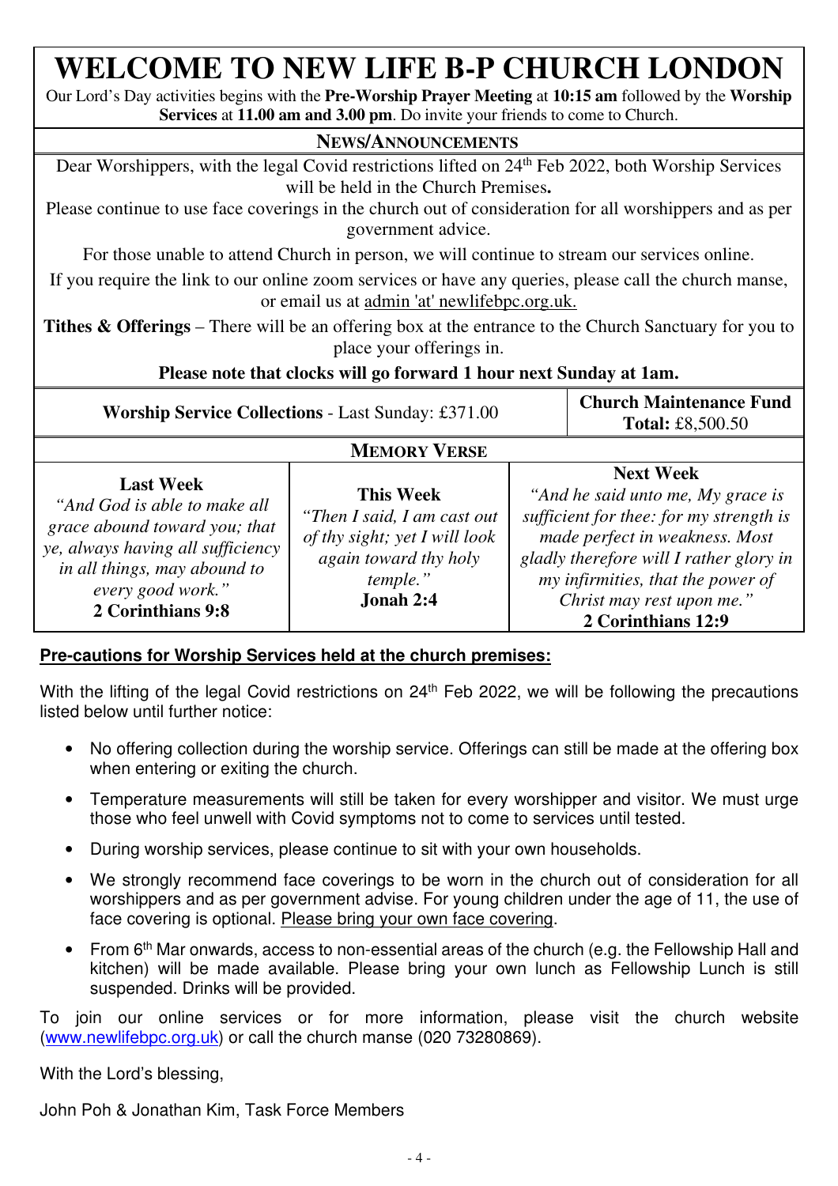# WELCOME TO NEW LIFE B-P CHURCH LONDON

Our Lord's Day activities begins with the **Pre-Worship Prayer Meeting** at **10:15 am** followed by the **Worship Services** at **11.00 am and 3.00 pm**. Do invite your friends to come to Church.

## NEWS/ANNOUNCEMENTS

Dear Worshippers, with the legal Covid restrictions lifted on 24th Feb 2022, both Worship Services will be held in the Church Premises**.**

Please continue to use face coverings in the church out of consideration for all worshippers and as per government advice.

For those unable to attend Church in person, we will continue to stream our services online.

If you require the link to our online zoom services or have any queries, please call the church manse, or email us at admin 'at' newlifebpc.org.uk.

**Tithes & Offerings** – There will be an offering box at the entrance to the Church Sanctuary for you to place your offerings in.

**Please note that clocks will go forward 1 hour next Sunday at 1am.**

| | |
|---|---|
| **Worship Service Collections** - Last Sunday: £371.00 | **Church Maintenance Fund Total:** £8,500.50 |

## MEMORY VERSE

| **Last Week** | **This Week** | **Next Week** |
|---|---|---|
| *"And God is able to make all grace abound toward you; that ye, always having all sufficiency in all things, may abound to every good work."* **2 Corinthians 9:8** | *"Then I said, I am cast out of thy sight; yet I will look again toward thy holy temple."* **Jonah 2:4** | *"And he said unto me, My grace is sufficient for thee: for my strength is made perfect in weakness. Most gladly therefore will I rather glory in my infirmities, that the power of Christ may rest upon me."* **2 Corinthians 12:9** |

**Pre-cautions for Worship Services held at the church premises:**

With the lifting of the legal Covid restrictions on 24th Feb 2022, we will be following the precautions listed below until further notice:

- No offering collection during the worship service. Offerings can still be made at the offering box when entering or exiting the church.
- Temperature measurements will still be taken for every worshipper and visitor. We must urge those who feel unwell with Covid symptoms not to come to services until tested.
- During worship services, please continue to sit with your own households.
- We strongly recommend face coverings to be worn in the church out of consideration for all worshippers and as per government advise. For young children under the age of 11, the use of face covering is optional. Please bring your own face covering.
- From 6th Mar onwards, access to non-essential areas of the church (e.g. the Fellowship Hall and kitchen) will be made available. Please bring your own lunch as Fellowship Lunch is still suspended. Drinks will be provided.

To join our online services or for more information, please visit the church website (www.newlifebpc.org.uk) or call the church manse (020 73280869).

With the Lord's blessing,

John Poh & Jonathan Kim, Task Force Members